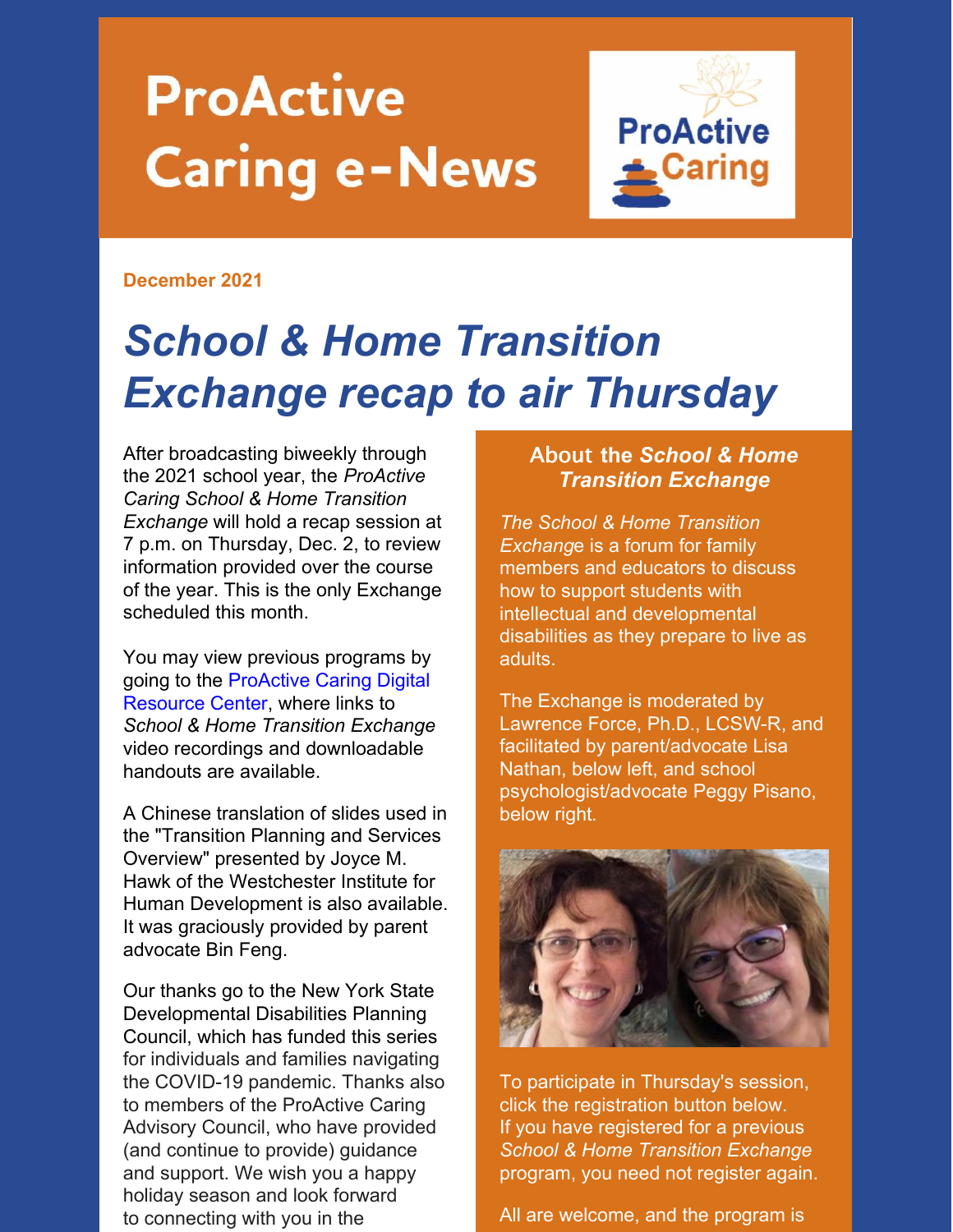# ProActive Caring e-News

**December 2021**

# *School & Home Transition Exchange recap to air Thursday*

After broadcasting biweekly through the 2021 school year, the *ProActive Caring School & Home Transition Exchange* will hold a recap session at 7 p.m. on Thursday, Dec. 2, to review information provided over the course of the year. This is the only Exchange scheduled this month.

You may view previous programs by going to the ProActive Caring Digital Resource Center, where links to *School & Home Transition Exchange* video recordings and downloadable handouts are available.

A Chinese translation of slides used in the "Transition Planning and Services Overview" presented by Joyce M. Hawk of the Westchester Institute for Human Development is also available. It was graciously provided by parent advocate Bin Feng.

Our thanks go to the New York State Developmental Disabilities Planning Council, which has funded this series for individuals and families navigating the COVID-19 pandemic. Thanks also to members of the ProActive Caring Advisory Council, who have provided (and continue to provide) guidance and support. We wish you a happy holiday season and look forward to connecting with you in the

### About the *School & Home Transition Exchange*

*The School & Home Transition Exchange* is a forum for family members and educators to discuss how to support students with intellectual and developmental disabilities as they prepare to live as adults.

The Exchange is moderated by Lawrence Force, Ph.D., LCSW-R, and facilitated by parent/advocate Lisa Nathan, below left, and school psychologist/advocate Peggy Pisano, below right.

To participate in Thursday's session, click the registration button below. If you have registered for a previous *School & Home Transition Exchange* program, you need not register again.

All are welcome, and the program is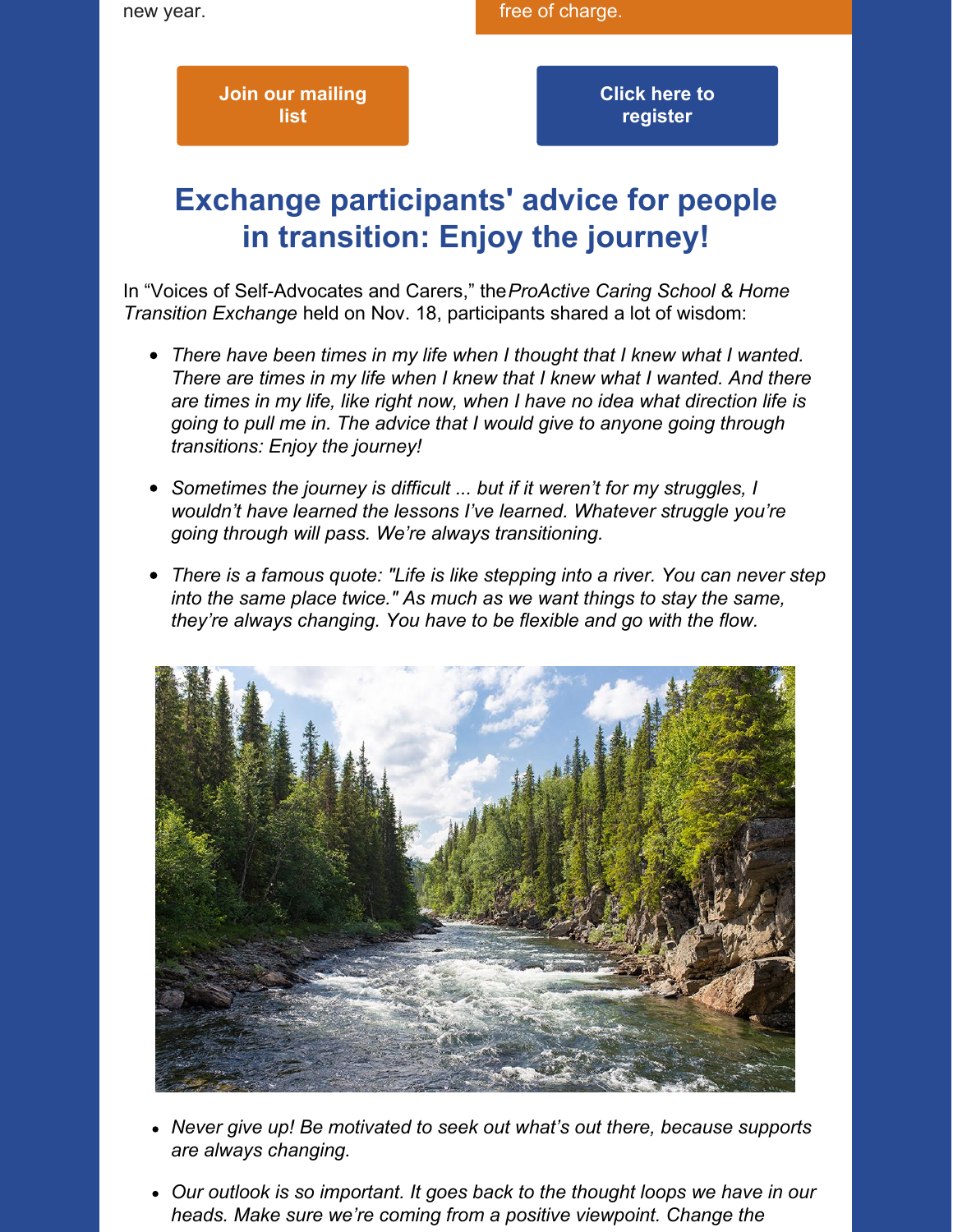new year.

free of charge.

Join our mailing list

Click here to register

## Exchange participants' advice for people in transition: Enjoy the journey!

In “Voices of Self-Advocates and Carers,” the *ProActive Caring School & Home Transition Exchange* held on Nov. 18, participants shared a lot of wisdom:

- *There have been times in my life when I thought that I knew what I wanted. There are times in my life when I knew that I knew what I wanted. And there are times in my life, like right now, when I have no idea what direction life is going to pull me in. The advice that I would give to anyone going through transitions: Enjoy the journey!*
- *Sometimes the journey is difficult ... but if it weren’t for my struggles, I wouldn’t have learned the lessons I’ve learned. Whatever struggle you’re going through will pass. We’re always transitioning.*
- *There is a famous quote: "Life is like stepping into a river. You can never step into the same place twice." As much as we want things to stay the same, they’re always changing. You have to be flexible and go with the flow.*

- *Never give up! Be motivated to seek out what’s out there, because supports are always changing.*
- *Our outlook is so important. It goes back to the thought loops we have in our heads. Make sure we’re coming from a positive viewpoint. Change the*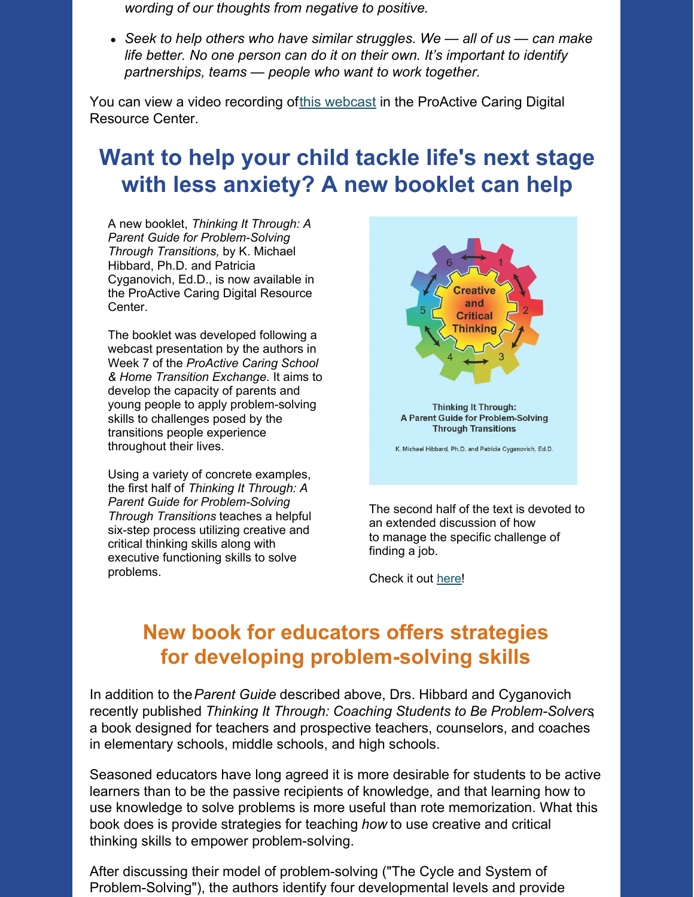*wording of our thoughts from negative to positive.*

- *Seek to help others who have similar struggles. We — all of us — can make life better. No one person can do it on their own. It's important to identify partnerships, teams — people who want to work together.*

You can view a video recording of [this webcast](#) in the ProActive Caring Digital Resource Center.

## Want to help your child tackle life's next stage with less anxiety? A new booklet can help

A new booklet, *Thinking It Through: A Parent Guide for Problem-Solving Through Transitions,* by K. Michael Hibbard, Ph.D. and Patricia Cyganovich, Ed.D., is now available in the ProActive Caring Digital Resource Center.

The booklet was developed following a webcast presentation by the authors in Week 7 of the *ProActive Caring School & Home Transition Exchange*. It aims to develop the capacity of parents and young people to apply problem-solving skills to challenges posed by the transitions people experience throughout their lives.

Using a variety of concrete examples, the first half of *Thinking It Through: A Parent Guide for Problem-Solving Through Transitions* teaches a helpful six-step process utilizing creative and critical thinking skills along with executive functioning skills to solve problems.

The second half of the text is devoted to an extended discussion of how to manage the specific challenge of finding a job.

Check it out [here](#)!

## New book for educators offers strategies for developing problem-solving skills

In addition to the *Parent Guide* described above, Drs. Hibbard and Cyganovich recently published *Thinking It Through: Coaching Students to Be Problem-Solvers*, a book designed for teachers and prospective teachers, counselors, and coaches in elementary schools, middle schools, and high schools.

Seasoned educators have long agreed it is more desirable for students to be active learners than to be the passive recipients of knowledge, and that learning how to use knowledge to solve problems is more useful than rote memorization. What this book does is provide strategies for teaching *how* to use creative and critical thinking skills to empower problem-solving.

After discussing their model of problem-solving ("The Cycle and System of Problem-Solving"), the authors identify four developmental levels and provide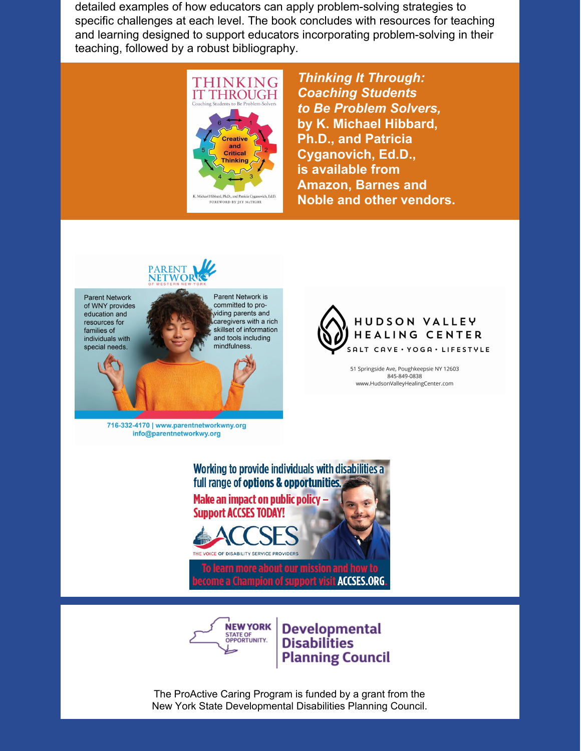detailed examples of how educators can apply problem-solving strategies to specific challenges at each level. The book concludes with resources for teaching and learning designed to support educators incorporating problem-solving in their teaching, followed by a robust bibliography.

***Thinking It Through: Coaching Students to Be Problem Solvers*, by K. Michael Hibbard, Ph.D., and Patricia Cyganovich, Ed.D., is available from Amazon, Barnes and Noble and other vendors.**

**Parent Network of Western New York**

Parent Network of WNY provides education and resources for families of individuals with special needs.

Parent Network is committed to providing parents and caregivers with a rich skillset of information and tools including mindfulness.

716-332-4170 | www.parentnetworkwny.org
info@parentnetworkwy.org

**HUDSON VALLEY HEALING CENTER**

SALT CAVE • YOGA • LIFESTYLE

51 Springside Ave, Poughkeepsie NY 12603
845-849-0838
www.HudsonValleyHealingCenter.com

**Working to provide individuals with disabilities a full range of options & opportunities.**

**Make an impact on public policy – Support ACCSES TODAY!**

**ACCSES**
THE VOICE OF DISABILITY SERVICE PROVIDERS

**To learn more about our mission and how to become a Champion of support visit ACCSES.ORG.**

**NEW YORK STATE OF OPPORTUNITY. | Developmental Disabilities Planning Council**

The ProActive Caring Program is funded by a grant from the New York State Developmental Disabilities Planning Council.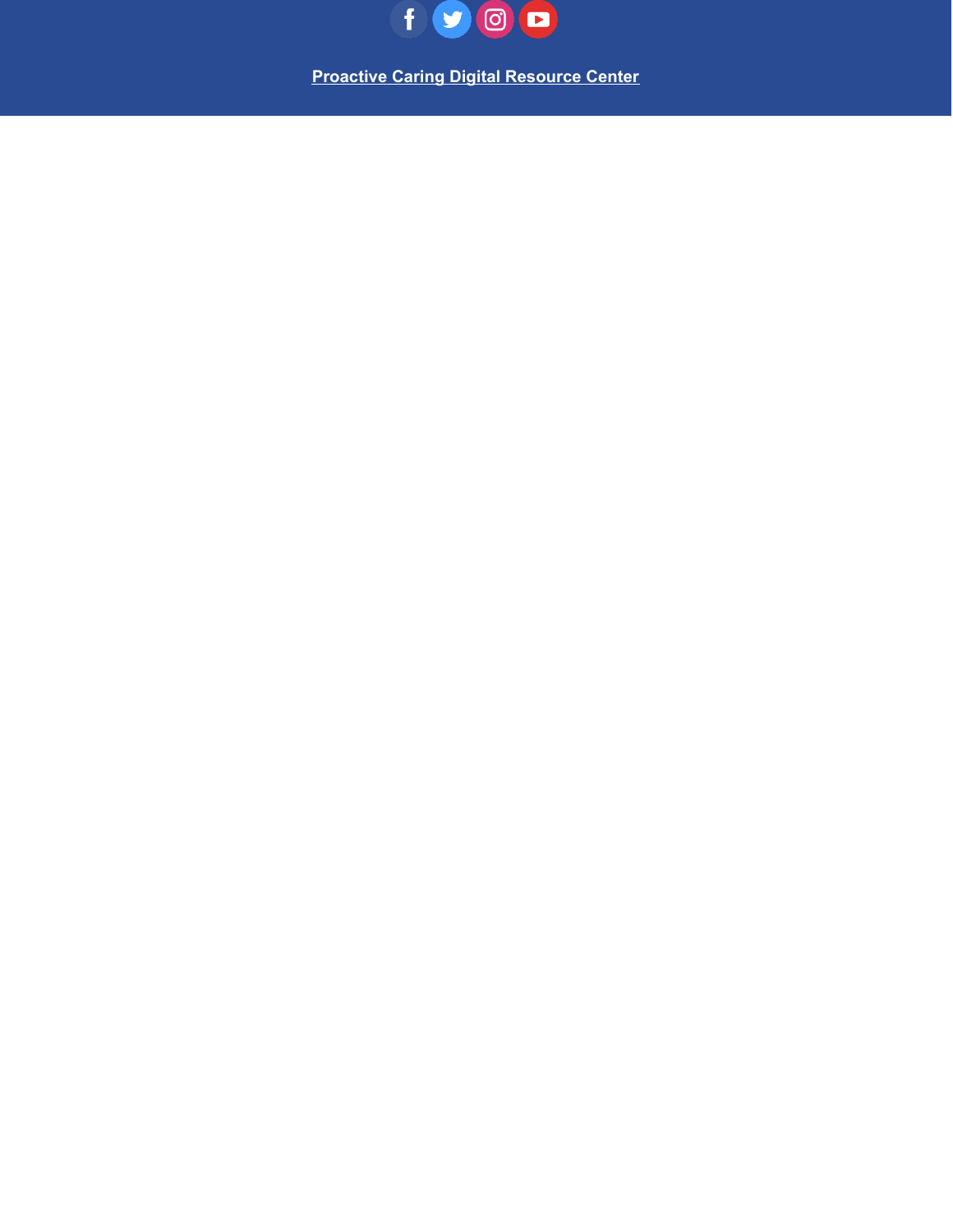[Proactive Caring Digital Resource Center]